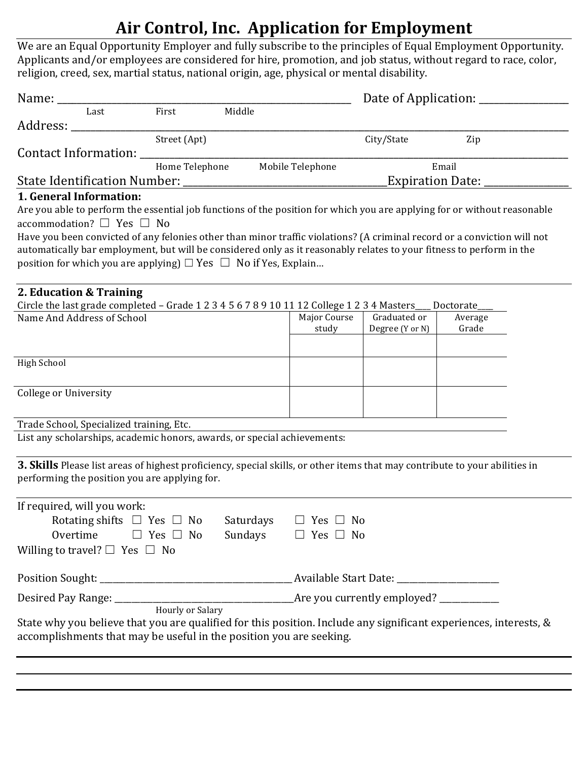# Air Control, Inc. Application for Employment

We are an Equal Opportunity Employer and fully subscribe to the principles of Equal Employment Opportunity. Applicants and/or employees are considered for hire, promotion, and job status, without regard to race, color, religion, creed, sex, martial status, national origin, age, physical or mental disability.

Name: ____________________________________________ Date of Application: ______________
Last First Middle

Address: ____________________________________________________________________________
Street (Apt) City/State Zip

Contact Information: ________________________________________________________________
Home Telephone Mobile Telephone Email

State Identification Number: ______________________________ Expiration Date: ______________

**1. General Information:**

Are you able to perform the essential job functions of the position for which you are applying for or without reasonable accommodation? ☐ Yes ☐ No

Have you been convicted of any felonies other than minor traffic violations? (A criminal record or a conviction will not automatically bar employment, but will be considered only as it reasonably relates to your fitness to perform in the position for which you are applying) ☐ Yes ☐ No if Yes, Explain…

**2. Education & Training**

Circle the last grade completed – Grade 1 2 3 4 5 6 7 8 9 10 11 12 College 1 2 3 4 Masters___ Doctorate___

| Name And Address of School | Major Course study | Graduated or Degree (Y or N) | Average Grade |
|---|---|---|---|
| | | | |
| High School | | | |
| College or University | | | |
| Trade School, Specialized training, Etc. | | | |

List any scholarships, academic honors, awards, or special achievements:

**3. Skills** Please list areas of highest proficiency, special skills, or other items that may contribute to your abilities in performing the position you are applying for.

If required, will you work:

Rotating shifts ☐ Yes ☐ No Saturdays ☐ Yes ☐ No
Overtime ☐ Yes ☐ No Sundays ☐ Yes ☐ No

Willing to travel? ☐ Yes ☐ No

Position Sought: ______________________________ Available Start Date: ________________

Desired Pay Range: ____________________________ Are you currently employed? __________
Hourly or Salary

State why you believe that you are qualified for this position. Include any significant experiences, interests, & accomplishments that may be useful in the position you are seeking.

______________________________________________________________________________

______________________________________________________________________________

______________________________________________________________________________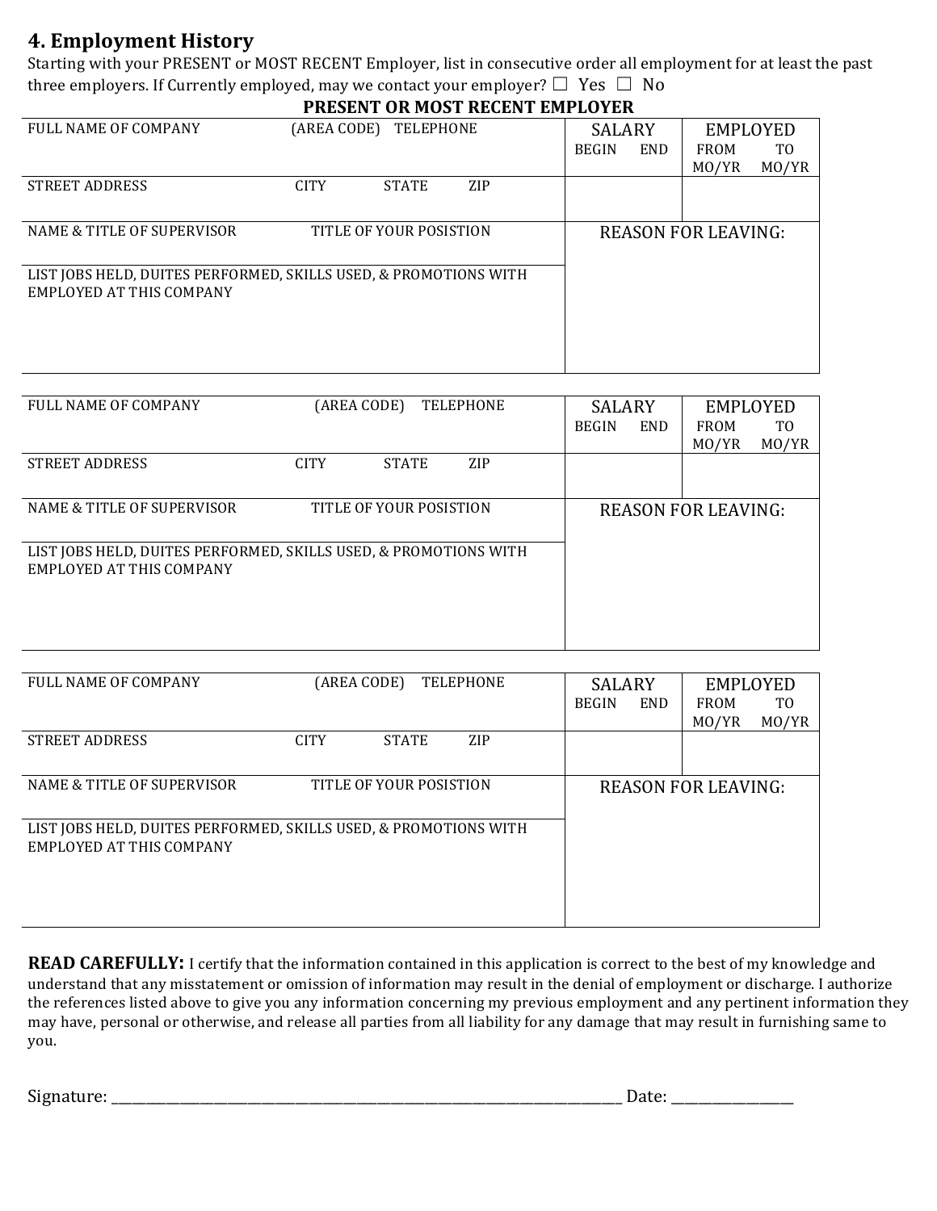## 4. Employment History

Starting with your PRESENT or MOST RECENT Employer, list in consecutive order all employment for at least the past three employers. If Currently employed, may we contact your employer? ☐ Yes ☐ No

**PRESENT OR MOST RECENT EMPLOYER**

| | | | | |
|---|---|---|---|---|
| FULL NAME OF COMPANY | (AREA CODE) TELEPHONE | | SALARY<br>BEGIN END | EMPLOYED<br>FROM MO/YR TO MO/YR |
| STREET ADDRESS | CITY | STATE ZIP | | |
| NAME & TITLE OF SUPERVISOR | TITLE OF YOUR POSISTION | | REASON FOR LEAVING: | |
| LIST JOBS HELD, DUITES PERFORMED, SKILLS USED, & PROMOTIONS WITH EMPLOYED AT THIS COMPANY | | | | |

| | | | | |
|---|---|---|---|---|
| FULL NAME OF COMPANY | (AREA CODE) TELEPHONE | | SALARY<br>BEGIN END | EMPLOYED<br>FROM MO/YR TO MO/YR |
| STREET ADDRESS | CITY | STATE ZIP | | |
| NAME & TITLE OF SUPERVISOR | TITLE OF YOUR POSISTION | | REASON FOR LEAVING: | |
| LIST JOBS HELD, DUITES PERFORMED, SKILLS USED, & PROMOTIONS WITH EMPLOYED AT THIS COMPANY | | | | |

| | | | | |
|---|---|---|---|---|
| FULL NAME OF COMPANY | (AREA CODE) TELEPHONE | | SALARY<br>BEGIN END | EMPLOYED<br>FROM MO/YR TO MO/YR |
| STREET ADDRESS | CITY | STATE ZIP | | |
| NAME & TITLE OF SUPERVISOR | TITLE OF YOUR POSISTION | | REASON FOR LEAVING: | |
| LIST JOBS HELD, DUITES PERFORMED, SKILLS USED, & PROMOTIONS WITH EMPLOYED AT THIS COMPANY | | | | |

**READ CAREFULLY:** I certify that the information contained in this application is correct to the best of my knowledge and understand that any misstatement or omission of information may result in the denial of employment or discharge. I authorize the references listed above to give you any information concerning my previous employment and any pertinent information they may have, personal or otherwise, and release all parties from all liability for any damage that may result in furnishing same to you.

Signature: ______________________________________________ Date: ______________